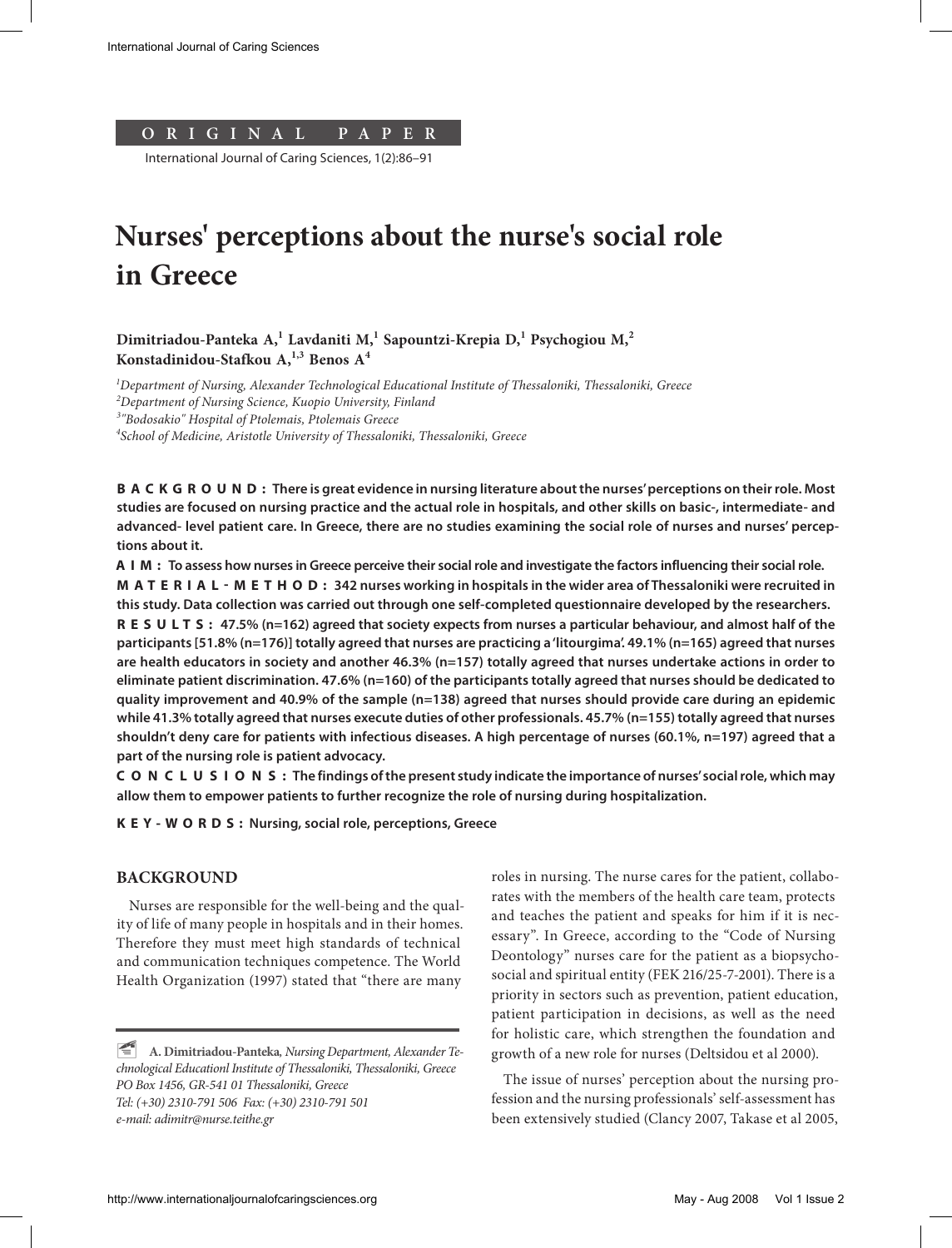ORIGINAL PAPER

# Nurses' perceptions about the nurse's social role in Greece

**Dimitriadou-Panteka A,[1] Lavdaniti M,[1] Sapountzi-Krepia D,[1] Psychogiou M,[2] Konstadinidou-Stafkou A,[1,3] Benos A[4]**

[1]*Department of Nursing, Alexander Technological Educational Institute of Thessaloniki, Thessaloniki, Greece*
[2]*Department of Nursing Science, Kuopio University, Finland*
[3]*"Bodosakio" Hospital of Ptolemais, Ptolemais Greece*
[4]*School of Medicine, Aristotle University of Thessaloniki, Thessaloniki, Greece*

**BACKGROUND: There is great evidence in nursing literature about the nurses' perceptions on their role. Most studies are focused on nursing practice and the actual role in hospitals, and other skills on basic-, intermediate- and advanced- level patient care. In Greece, there are no studies examining the social role of nurses and nurses' perceptions about it.**

**AIM: To assess how nurses in Greece perceive their social role and investigate the factors influencing their social role.**

**MATERIAL-METHOD: 342 nurses working in hospitals in the wider area of Thessaloniki were recruited in this study. Data collection was carried out through one self-completed questionnaire developed by the researchers.**

**RESULTS: 47.5% (n=162) agreed that society expects from nurses a particular behaviour, and almost half of the participants [51.8% (n=176)] totally agreed that nurses are practicing a 'litourgima'. 49.1% (n=165) agreed that nurses are health educators in society and another 46.3% (n=157) totally agreed that nurses undertake actions in order to eliminate patient discrimination. 47.6% (n=160) of the participants totally agreed that nurses should be dedicated to quality improvement and 40.9% of the sample (n=138) agreed that nurses should provide care during an epidemic while 41.3% totally agreed that nurses execute duties of other professionals. 45.7% (n=155) totally agreed that nurses shouldn't deny care for patients with infectious diseases. A high percentage of nurses (60.1%, n=197) agreed that a part of the nursing role is patient advocacy.**

**CONCLUSIONS: The findings of the present study indicate the importance of nurses' social role, which may allow them to empower patients to further recognize the role of nursing during hospitalization.**

**KEY-WORDS: Nursing, social role, perceptions, Greece**

## BACKGROUND

Nurses are responsible for the well-being and the quality of life of many people in hospitals and in their homes. Therefore they must meet high standards of technical and communication techniques competence. The World Health Organization (1997) stated that "there are many roles in nursing. The nurse cares for the patient, collaborates with the members of the health care team, protects and teaches the patient and speaks for him if it is necessary". In Greece, according to the "Code of Nursing Deontology" nurses care for the patient as a biopsychosocial and spiritual entity (FEK 216/25-7-2001). There is a priority in sectors such as prevention, patient education, patient participation in decisions, as well as the need for holistic care, which strengthen the foundation and growth of a new role for nurses (Deltsidou et al 2000).

The issue of nurses' perception about the nursing profession and the nursing professionals' self-assessment has been extensively studied (Clancy 2007, Takase et al 2005,

**A. Dimitriadou-Panteka**, *Nursing Department, Alexander Technological Educationl Institute of Thessaloniki, Thessaloniki, Greece PO Box 1456, GR-541 01 Thessaloniki, Greece Tel: (+30) 2310-791 506 Fax: (+30) 2310-791 501 e-mail: adimitr@nurse.teithe.gr*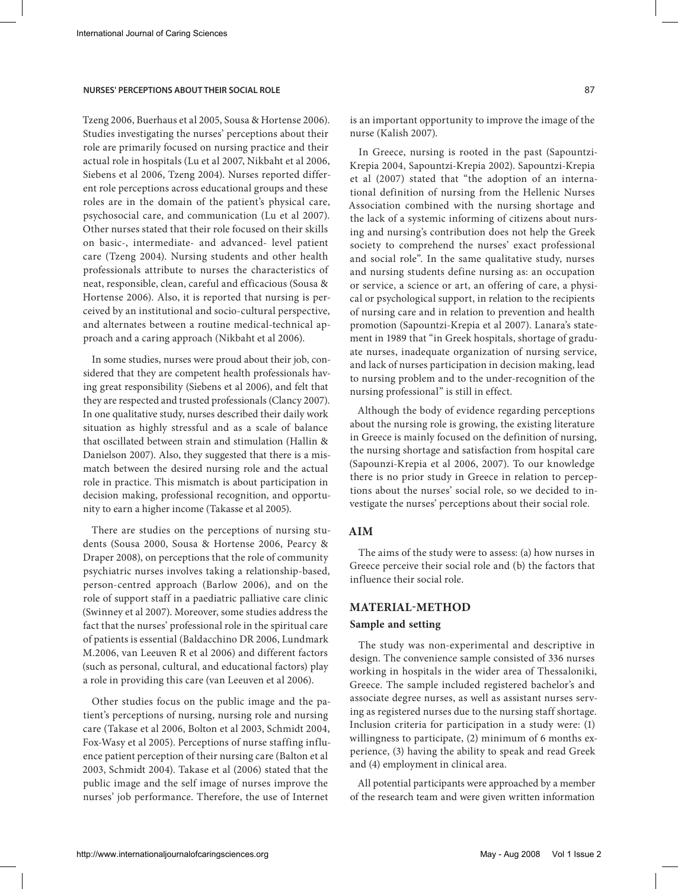Tzeng 2006, Buerhaus et al 2005, Sousa & Hortense 2006). Studies investigating the nurses' perceptions about their role are primarily focused on nursing practice and their actual role in hospitals (Lu et al 2007, Nikbaht et al 2006, Siebens et al 2006, Tzeng 2004). Nurses reported different role perceptions across educational groups and these roles are in the domain of the patient's physical care, psychosocial care, and communication (Lu et al 2007). Other nurses stated that their role focused on their skills on basic-, intermediate- and advanced- level patient care (Tzeng 2004). Nursing students and other health professionals attribute to nurses the characteristics of neat, responsible, clean, careful and efficacious (Sousa & Hortense 2006). Also, it is reported that nursing is perceived by an institutional and socio-cultural perspective, and alternates between a routine medical-technical approach and a caring approach (Nikbaht et al 2006).

In some studies, nurses were proud about their job, considered that they are competent health professionals having great responsibility (Siebens et al 2006), and felt that they are respected and trusted professionals (Clancy 2007). In one qualitative study, nurses described their daily work situation as highly stressful and as a scale of balance that oscillated between strain and stimulation (Hallin & Danielson 2007). Also, they suggested that there is a mismatch between the desired nursing role and the actual role in practice. This mismatch is about participation in decision making, professional recognition, and opportunity to earn a higher income (Takasse et al 2005).

There are studies on the perceptions of nursing students (Sousa 2000, Sousa & Hortense 2006, Pearcy & Draper 2008), on perceptions that the role of community psychiatric nurses involves taking a relationship-based, person-centred approach (Barlow 2006), and on the role of support staff in a paediatric palliative care clinic (Swinney et al 2007). Moreover, some studies address the fact that the nurses' professional role in the spiritual care of patients is essential (Baldacchino DR 2006, Lundmark M.2006, van Leeuven R et al 2006) and different factors (such as personal, cultural, and educational factors) play a role in providing this care (van Leeuven et al 2006).

Other studies focus on the public image and the patient's perceptions of nursing, nursing role and nursing care (Takase et al 2006, Bolton et al 2003, Schmidt 2004, Fox-Wasy et al 2005). Perceptions of nurse staffing influence patient perception of their nursing care (Balton et al 2003, Schmidt 2004). Takase et al (2006) stated that the public image and the self image of nurses improve the nurses' job performance. Therefore, the use of Internet is an important opportunity to improve the image of the nurse (Kalish 2007).

In Greece, nursing is rooted in the past (Sapountzi-Krepia 2004, Sapountzi-Krepia 2002). Sapountzi-Krepia et al (2007) stated that "the adoption of an international definition of nursing from the Hellenic Nurses Association combined with the nursing shortage and the lack of a systemic informing of citizens about nursing and nursing's contribution does not help the Greek society to comprehend the nurses' exact professional and social role". In the same qualitative study, nurses and nursing students define nursing as: an occupation or service, a science or art, an offering of care, a physical or psychological support, in relation to the recipients of nursing care and in relation to prevention and health promotion (Sapountzi-Krepia et al 2007). Lanara's statement in 1989 that "in Greek hospitals, shortage of graduate nurses, inadequate organization of nursing service, and lack of nurses participation in decision making, lead to nursing problem and to the under-recognition of the nursing professional" is still in effect.

Although the body of evidence regarding perceptions about the nursing role is growing, the existing literature in Greece is mainly focused on the definition of nursing, the nursing shortage and satisfaction from hospital care (Sapounzi-Krepia et al 2006, 2007). To our knowledge there is no prior study in Greece in relation to perceptions about the nurses' social role, so we decided to investigate the nurses' perceptions about their social role.

## AIM

The aims of the study were to assess: (a) how nurses in Greece perceive their social role and (b) the factors that influence their social role.

## MATERIAL-METHOD

### Sample and setting

The study was non-experimental and descriptive in design. The convenience sample consisted of 336 nurses working in hospitals in the wider area of Thessaloniki, Greece. The sample included registered bachelor's and associate degree nurses, as well as assistant nurses serving as registered nurses due to the nursing staff shortage. Inclusion criteria for participation in a study were: (1) willingness to participate, (2) minimum of 6 months experience, (3) having the ability to speak and read Greek and (4) employment in clinical area.

All potential participants were approached by a member of the research team and were given written information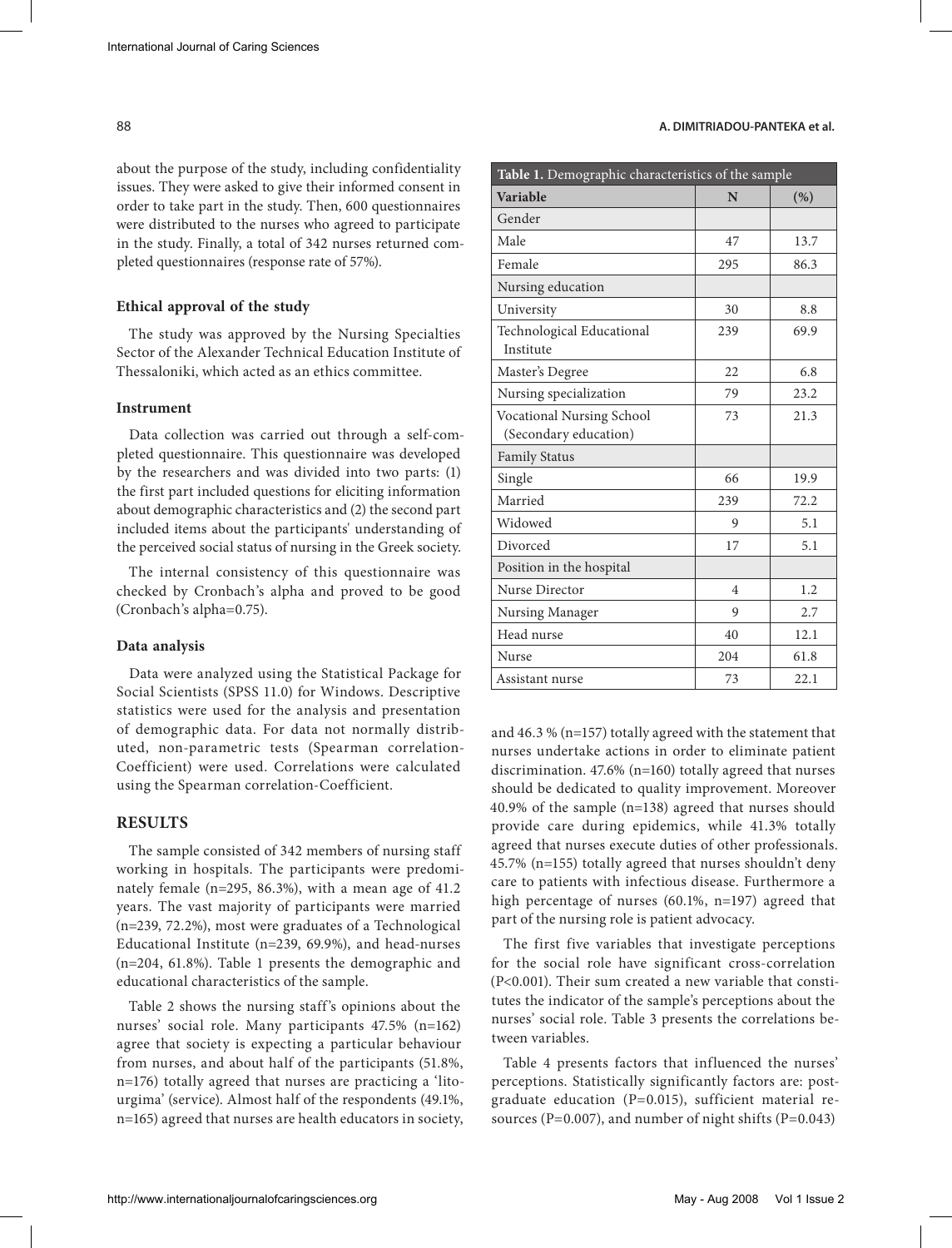about the purpose of the study, including confidentiality issues. They were asked to give their informed consent in order to take part in the study. Then, 600 questionnaires were distributed to the nurses who agreed to participate in the study. Finally, a total of 342 nurses returned completed questionnaires (response rate of 57%).

### Ethical approval of the study

The study was approved by the Nursing Specialties Sector of the Alexander Technical Education Institute of Thessaloniki, which acted as an ethics committee.

### Instrument

Data collection was carried out through a self-completed questionnaire. This questionnaire was developed by the researchers and was divided into two parts: (1) the first part included questions for eliciting information about demographic characteristics and (2) the second part included items about the participants' understanding of the perceived social status of nursing in the Greek society.

The internal consistency of this questionnaire was checked by Cronbach's alpha and proved to be good (Cronbach's alpha=0.75).

### Data analysis

Data were analyzed using the Statistical Package for Social Scientists (SPSS 11.0) for Windows. Descriptive statistics were used for the analysis and presentation of demographic data. For data not normally distributed, non-parametric tests (Spearman correlation-Coefficient) were used. Correlations were calculated using the Spearman correlation-Coefficient.

## RESULTS

The sample consisted of 342 members of nursing staff working in hospitals. The participants were predominately female (n=295, 86.3%), with a mean age of 41.2 years. The vast majority of participants were married (n=239, 72.2%), most were graduates of a Technological Educational Institute (n=239, 69.9%), and head-nurses (n=204, 61.8%). Table 1 presents the demographic and educational characteristics of the sample.

**Table 1.** Demographic characteristics of the sample

| Variable | N | (%) |
|---|---|---|
| Gender | | |
| Male | 47 | 13.7 |
| Female | 295 | 86.3 |
| Nursing education | | |
| University | 30 | 8.8 |
| Technological Educational Institute | 239 | 69.9 |
| Master's Degree | 22 | 6.8 |
| Nursing specialization | 79 | 23.2 |
| Vocational Nursing School (Secondary education) | 73 | 21.3 |
| Family Status | | |
| Single | 66 | 19.9 |
| Married | 239 | 72.2 |
| Widowed | 9 | 5.1 |
| Divorced | 17 | 5.1 |
| Position in the hospital | | |
| Nurse Director | 4 | 1.2 |
| Nursing Manager | 9 | 2.7 |
| Head nurse | 40 | 12.1 |
| Nurse | 204 | 61.8 |
| Assistant nurse | 73 | 22.1 |

Table 2 shows the nursing staff's opinions about the nurses' social role. Many participants 47.5% (n=162) agree that society is expecting a particular behaviour from nurses, and about half of the participants (51.8%, n=176) totally agreed that nurses are practicing a 'litourgima' (service). Almost half of the respondents (49.1%, n=165) agreed that nurses are health educators in society, and 46.3 % (n=157) totally agreed with the statement that nurses undertake actions in order to eliminate patient discrimination. 47.6% (n=160) totally agreed that nurses should be dedicated to quality improvement. Moreover 40.9% of the sample (n=138) agreed that nurses should provide care during epidemics, while 41.3% totally agreed that nurses execute duties of other professionals. 45.7% (n=155) totally agreed that nurses shouldn't deny care to patients with infectious disease. Furthermore a high percentage of nurses (60.1%, n=197) agreed that part of the nursing role is patient advocacy.

The first five variables that investigate perceptions for the social role have significant cross-correlation ($P<0.001$). Their sum created a new variable that constitutes the indicator of the sample's perceptions about the nurses' social role. Table 3 presents the correlations between variables.

Table 4 presents factors that influenced the nurses' perceptions. Statistically significantly factors are: postgraduate education ($P=0.015$), sufficient material resources ($P=0.007$), and number of night shifts ($P=0.043$)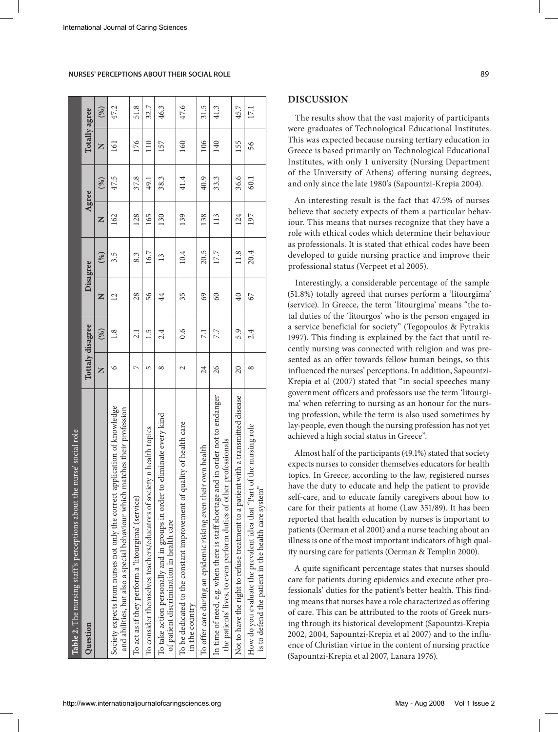**Table 2.** The nursing staff's perceptions about the nurse' social role

| Question | Tottaly disagree | | Disagree | | Agree | | Totally agree | |
|---|---|---|---|---|---|---|---|---|
| | N | (%) | N | (%) | N | (%) | N | (%) |
| Society expects from nurses not only the correct application of knowledge and abilities, but also a special behaviour which matches their profession | 6 | 1.8 | 12 | 3.5 | 162 | 47.5 | 161 | 47.2 |
| To act as if they perform a 'litourgima' (service) | 7 | 2.1 | 28 | 8.3 | 128 | 37.8 | 176 | 51.8 |
| To consider themselves teachers/educators of society n health topics | 5 | 1.5 | 56 | 16.7 | 165 | 49.1 | 110 | 32.7 |
| To take action personally and in groups in order to eliminate every kind of patient discrimination in health care | 8 | 2.4 | 44 | 13 | 130 | 38.3 | 157 | 46.3 |
| To be dedicated to the constant improvement of quality of health care in the country | 2 | 0.6 | 35 | 10.4 | 139 | 41.4 | 160 | 47.6 |
| To offer care during an epidemic risking even their own health | 24 | 7.1 | 69 | 20.5 | 138 | 40.9 | 106 | 31.5 |
| In time of need, e.g. when there is staff shortage and in order not to endanger the patients' lives, to even perform duties of other professionals | 26 | 7.7 | 60 | 17.7 | 113 | 33.3 | 140 | 41.3 |
| Not to have the right to refuse treatment to a patient with a transmitted disease | 20 | 5.9 | 40 | 11.8 | 124 | 36.6 | 155 | 45.7 |
| How do you evaluate the prevalent idea that "Part of the nursing role is to defend the patient in the health care system" | 8 | 2.4 | 67 | 20.4 | 197 | 60.1 | 56 | 17.1 |

## DISCUSSION

The results show that the vast majority of participants were graduates of Technological Educational Institutes. This was expected because nursing tertiary education in Greece is based primarily on Technological Educational Institutes, with only 1 university (Nursing Department of the University of Athens) offering nursing degrees, and only since the late 1980's (Sapountzi-Krepia 2004).

An interesting result is the fact that 47.5% of nurses believe that society expects of them a particular behaviour. This means that nurses recognize that they have a role with ethical codes which determine their behaviour as professionals. It is stated that ethical codes have been developed to guide nursing practice and improve their professional status (Verpeet et al 2005).

Interestingly, a considerable percentage of the sample (51.8%) totally agreed that nurses perform a 'litourgima' (service). In Greece, the term 'litourgima' means "the total duties of the 'litourgos' who is the person engaged in a service beneficial for society" (Tegopoulos & Fytrakis 1997). This finding is explained by the fact that until recently nursing was connected with religion and was presented as an offer towards fellow human beings, so this influenced the nurses' perceptions. In addition, Sapountzi-Krepia et al (2007) stated that "in social speeches many government officers and professors use the term 'litourgima' when referring to nursing as an honour for the nursing profession, while the term is also used sometimes by lay-people, even though the nursing profession has not yet achieved a high social status in Greece".

Almost half of the participants (49.1%) stated that society expects nurses to consider themselves educators for health topics. In Greece, according to the law, registered nurses have the duty to educate and help the patient to provide self-care, and to educate family caregivers about how to care for their patients at home (Law 351/89). It has been reported that health education by nurses is important to patients (Oerman et al 2001) and a nurse teaching about an illness is one of the most important indicators of high quality nursing care for patients (Oerman & Templin 2000).

A quite significant percentage states that nurses should care for patients during epidemics and execute other professionals' duties for the patient's better health. This finding means that nurses have a role characterized as offering of care. This can be attributed to the roots of Greek nursing through its historical development (Sapountzi-Krepia 2002, 2004, Sapountzi-Krepia et al 2007) and to the influence of Christian virtue in the content of nursing practice (Sapountzi-Krepia et al 2007, Lanara 1976).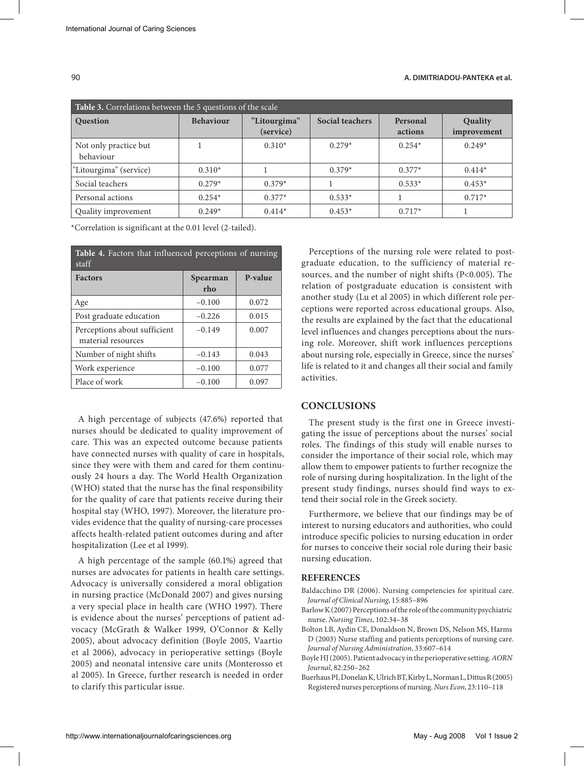**Table 3.** Correlations between the 5 questions of the scale

| Question | Behaviour | "Litourgima" (service) | Social teachers | Personal actions | Quality improvement |
|---|---|---|---|---|---|
| Not only practice but behaviour | 1 | 0.310* | 0.279* | 0.254* | 0.249* |
| "Litourgima" (service) | 0.310* | 1 | 0.379* | 0.377* | 0.414* |
| Social teachers | 0.279* | 0.379* | 1 | 0.533* | 0.453* |
| Personal actions | 0.254* | 0.377* | 0.533* | 1 | 0.717* |
| Quality improvement | 0.249* | 0.414* | 0.453* | 0.717* | 1 |

*Correlation is significant at the 0.01 level (2-tailed).

**Table 4.** Factors that influenced perceptions of nursing staff

| Factors | Spearman rho | P-value |
|---|---|---|
| Age | −0.100 | 0.072 |
| Post graduate education | −0.226 | 0.015 |
| Perceptions about sufficient material resources | −0.149 | 0.007 |
| Number of night shifts | −0.143 | 0.043 |
| Work experience | −0.100 | 0.077 |
| Place of work | −0.100 | 0.097 |

A high percentage of subjects (47.6%) reported that nurses should be dedicated to quality improvement of care. This was an expected outcome because patients have connected nurses with quality of care in hospitals, since they were with them and cared for them continuously 24 hours a day. The World Health Organization (WHO) stated that the nurse has the final responsibility for the quality of care that patients receive during their hospital stay (WHO, 1997). Moreover, the literature provides evidence that the quality of nursing-care processes affects health-related patient outcomes during and after hospitalization (Lee et al 1999).

A high percentage of the sample (60.1%) agreed that nurses are advocates for patients in health care settings. Advocacy is universally considered a moral obligation in nursing practice (McDonald 2007) and gives nursing a very special place in health care (WHO 1997). There is evidence about the nurses' perceptions of patient advocacy (McGrath & Walker 1999, O'Connor & Kelly 2005), about advocacy definition (Boyle 2005, Vaartio et al 2006), advocacy in perioperative settings (Boyle 2005) and neonatal intensive care units (Monterosso et al 2005). In Greece, further research is needed in order to clarify this particular issue.

Perceptions of the nursing role were related to postgraduate education, to the sufficiency of material resources, and the number of night shifts ($P<0.005$). The relation of postgraduate education is consistent with another study (Lu et al 2005) in which different role perceptions were reported across educational groups. Also, the results are explained by the fact that the educational level influences and changes perceptions about the nursing role. Moreover, shift work influences perceptions about nursing role, especially in Greece, since the nurses' life is related to it and changes all their social and family activities.

## CONCLUSIONS

The present study is the first one in Greece investigating the issue of perceptions about the nurses' social roles. The findings of this study will enable nurses to consider the importance of their social role, which may allow them to empower patients to further recognize the role of nursing during hospitalization. In the light of the present study findings, nurses should find ways to extend their social role in the Greek society.

Furthermore, we believe that our findings may be of interest to nursing educators and authorities, who could introduce specific policies to nursing education in order for nurses to conceive their social role during their basic nursing education.

## REFERENCES

Baldacchino DR (2006). Nursing competencies for spiritual care. *Journal of Clinical Nursing*, 15:885–896

Barlow K (2007) Perceptions of the role of the community psychiatric nurse. *Nursing Times*, 102:34–38

Bolton LB, Aydin CE, Donaldson N, Brown DS, Nelson MS, Harms D (2003) Nurse staffing and patients perceptions of nursing care. *Journal of Nursing Administration*, 33:607–614

Boyle HJ (2005). Patient advocacy in the perioperative setting. *AORN Journal*, 82:250–262

Buerhaus PI, Donelan K, Ulrich BT, Kirby L, Norman L, Dittus R (2005) Registered nurses perceptions of nursing. *Nurs Econ*, 23:110–118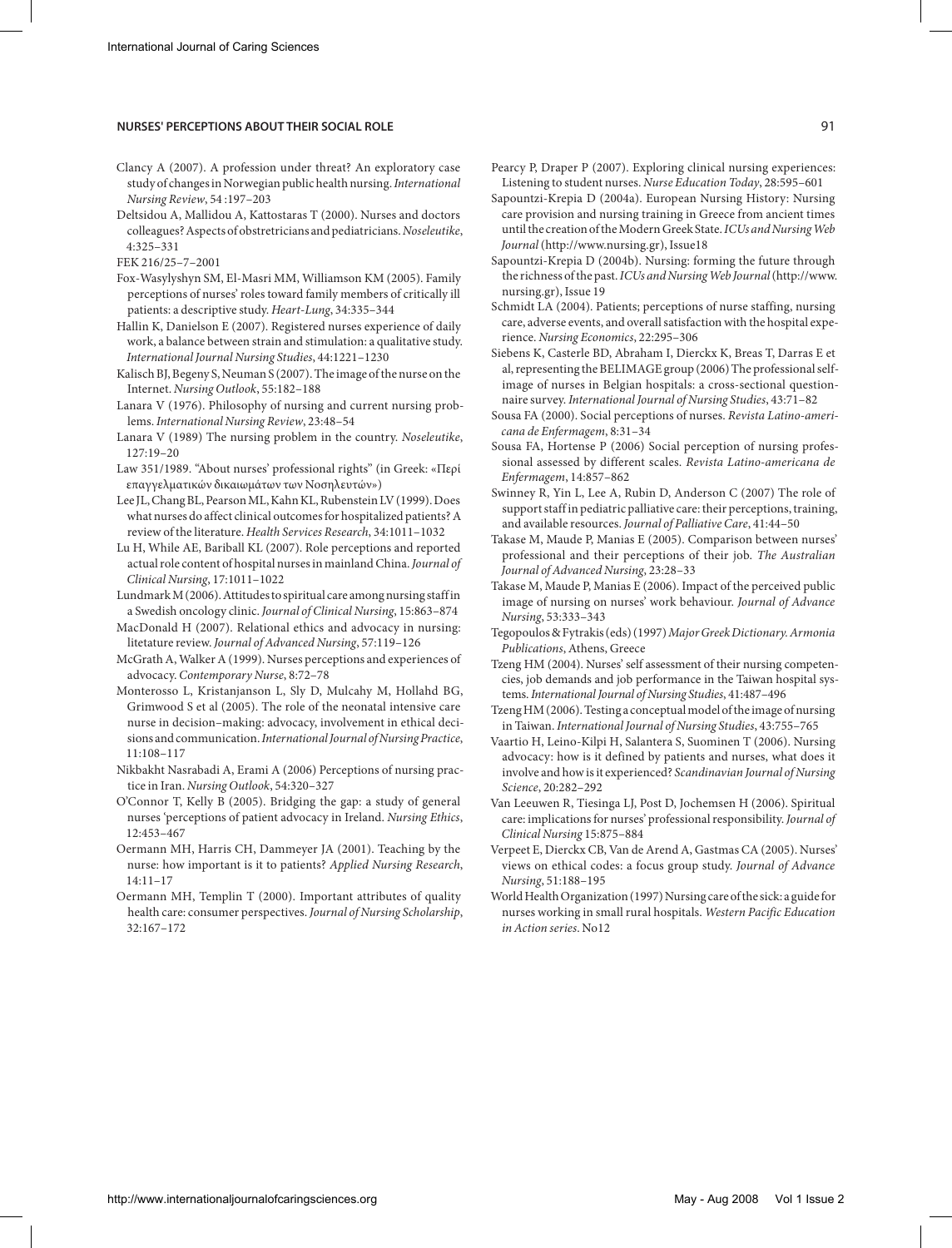Clancy A (2007). A profession under threat? An exploratory case study of changes in Norwegian public health nursing. *International Nursing Review*, 54 :197–203

Deltsidou A, Mallidou A, Kattostaras T (2000). Nurses and doctors colleagues? Aspects of obstretricians and pediatricians. *Noseleutike*, 4:325–331

FEK 216/25–7–2001

Fox-Wasylyshyn SM, El-Masri MM, Williamson KM (2005). Family perceptions of nurses' roles toward family members of critically ill patients: a descriptive study. *Heart-Lung*, 34:335–344

Hallin K, Danielson E (2007). Registered nurses experience of daily work, a balance between strain and stimulation: a qualitative study. *International Journal Nursing Studies*, 44:1221–1230

Kalisch BJ, Begeny S, Neuman S (2007). The image of the nurse on the Internet. *Nursing Outlook*, 55:182–188

Lanara V (1976). Philosophy of nursing and current nursing problems. *International Nursing Review*, 23:48–54

Lanara V (1989) The nursing problem in the country. *Noseleutike*, 127:19–20

Law 351/1989. "About nurses' professional rights" (in Greek: «Περί επαγγελματικών δικαιωμάτων των Νοσηλευτών»)

Lee JL, Chang BL, Pearson ML, Kahn KL, Rubenstein LV (1999). Does what nurses do affect clinical outcomes for hospitalized patients? A review of the literature. *Health Services Research*, 34:1011–1032

Lu H, While AE, Bariball KL (2007). Role perceptions and reported actual role content of hospital nurses in mainland China. *Journal of Clinical Nursing*, 17:1011–1022

Lundmark M (2006). Attitudes to spiritual care among nursing staff in a Swedish oncology clinic. *Journal of Clinical Nursing*, 15:863–874

MacDonald H (2007). Relational ethics and advocacy in nursing: litetature review. *Journal of Advanced Nursing*, 57:119–126

McGrath A, Walker A (1999). Nurses perceptions and experiences of advocacy. *Contemporary Nurse*, 8:72–78

Monterosso L, Kristanjanson L, Sly D, Mulcahy M, Hollahd BG, Grimwood S et al (2005). The role of the neonatal intensive care nurse in decision–making: advocacy, involvement in ethical decisions and communication. *International Journal of Nursing Practice*, 11:108–117

Nikbakht Nasrabadi A, Erami A (2006) Perceptions of nursing practice in Iran. *Nursing Outlook*, 54:320–327

O'Connor T, Kelly B (2005). Bridging the gap: a study of general nurses 'perceptions of patient advocacy in Ireland. *Nursing Ethics*, 12:453–467

Oermann MH, Harris CH, Dammeyer JA (2001). Teaching by the nurse: how important is it to patients? *Applied Nursing Research*, 14:11–17

Oermann MH, Templin T (2000). Important attributes of quality health care: consumer perspectives. *Journal of Nursing Scholarship*, 32:167–172

Pearcy P, Draper P (2007). Exploring clinical nursing experiences: Listening to student nurses. *Nurse Education Today*, 28:595–601

Sapountzi-Krepia D (2004a). European Nursing History: Nursing care provision and nursing training in Greece from ancient times until the creation of the Modern Greek State. *ICUs and Nursing Web Journal* (http://www.nursing.gr), Issue18

Sapountzi-Krepia D (2004b). Nursing: forming the future through the richness of the past. *ICUs and Nursing Web Journal* (http://www.nursing.gr), Issue 19

Schmidt LA (2004). Patients; perceptions of nurse staffing, nursing care, adverse events, and overall satisfaction with the hospital experience. *Nursing Economics*, 22:295–306

Siebens K, Casterle BD, Abraham I, Dierckx K, Breas T, Darras E et al, representing the BELIMAGE group (2006) The professional self-image of nurses in Belgian hospitals: a cross-sectional questionnaire survey. *International Journal of Nursing Studies*, 43:71–82

Sousa FA (2000). Social perceptions of nurses. *Revista Latino-americana de Enfermagem*, 8:31–34

Sousa FA, Hortense P (2006) Social perception of nursing professional assessed by different scales. *Revista Latino-americana de Enfermagem*, 14:857–862

Swinney R, Yin L, Lee A, Rubin D, Anderson C (2007) The role of support staff in pediatric palliative care: their perceptions, training, and available resources. *Journal of Palliative Care*, 41:44–50

Takase M, Maude P, Manias E (2005). Comparison between nurses' professional and their perceptions of their job. *The Australian Journal of Advanced Nursing*, 23:28–33

Takase M, Maude P, Manias E (2006). Impact of the perceived public image of nursing on nurses' work behaviour. *Journal of Advance Nursing*, 53:333–343

Tegopoulos & Fytrakis (eds) (1997) *Major Greek Dictionary. Armonia Publications*, Athens, Greece

Tzeng HM (2004). Nurses' self assessment of their nursing competencies, job demands and job performance in the Taiwan hospital systems. *International Journal of Nursing Studies*, 41:487–496

Tzeng HM (2006). Testing a conceptual model of the image of nursing in Taiwan. *International Journal of Nursing Studies*, 43:755–765

Vaartio H, Leino-Kilpi H, Salantera S, Suominen T (2006). Nursing advocacy: how is it defined by patients and nurses, what does it involve and how is it experienced? *Scandinavian Journal of Nursing Science*, 20:282–292

Van Leeuwen R, Tiesinga LJ, Post D, Jochemsen H (2006). Spiritual care: implications for nurses' professional responsibility. *Journal of Clinical Nursing* 15:875–884

Verpeet E, Dierckx CB, Van de Arend A, Gastmas CA (2005). Nurses' views on ethical codes: a focus group study. *Journal of Advance Nursing*, 51:188–195

World Health Organization (1997) Nursing care of the sick: a guide for nurses working in small rural hospitals. *Western Pacific Education in Action series*. No12